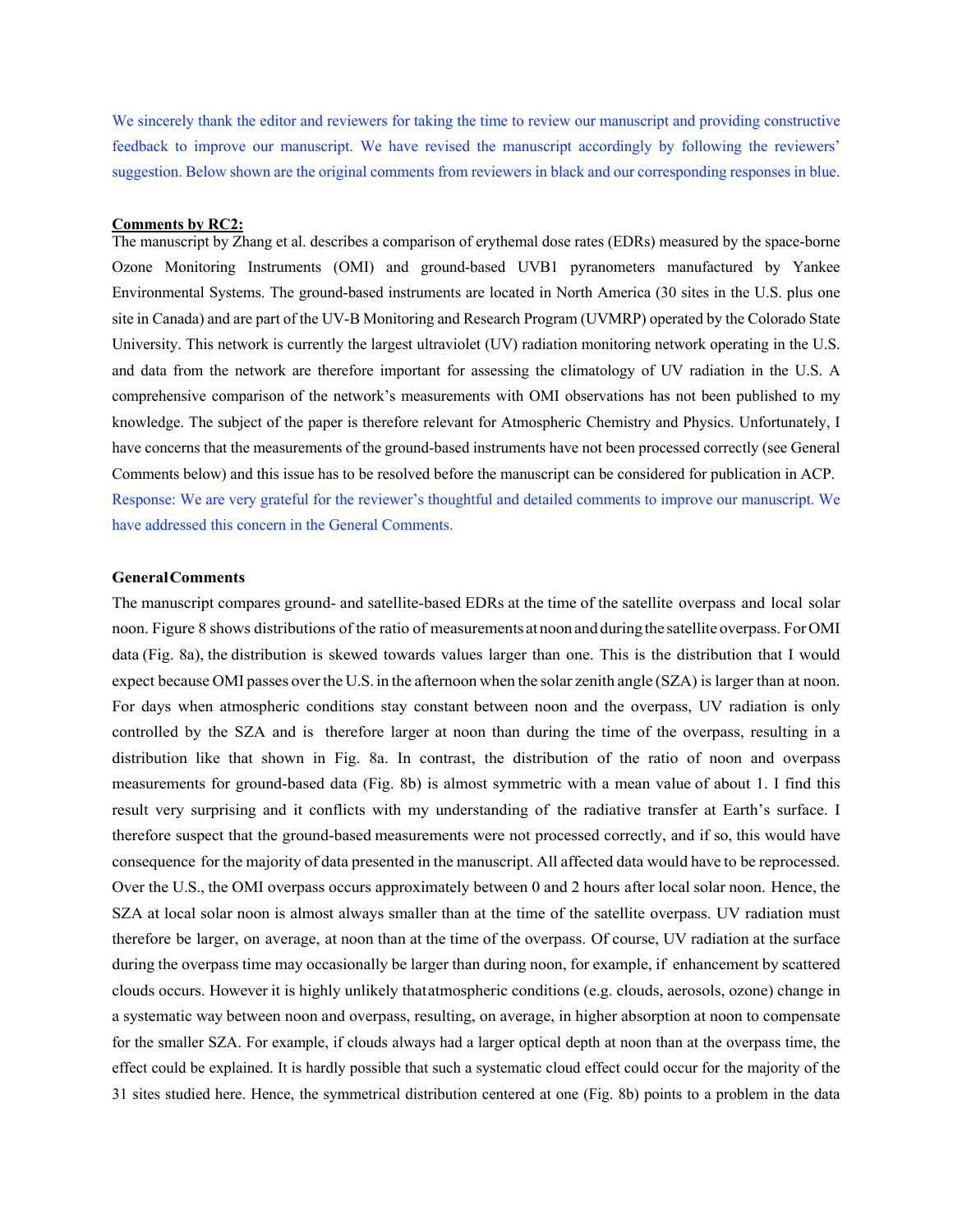We sincerely thank the editor and reviewers for taking the time to review our manuscript and providing constructive feedback to improve our manuscript. We have revised the manuscript accordingly by following the reviewers' suggestion. Below shown are the original comments from reviewers in black and our corresponding responses in blue.

**Comments by RC2:**

The manuscript by Zhang et al. describes a comparison of erythemal dose rates (EDRs) measured by the space-borne Ozone Monitoring Instruments (OMI) and ground-based UVB1 pyranometers manufactured by Yankee Environmental Systems. The ground-based instruments are located in North America (30 sites in the U.S. plus one site in Canada) and are part of the UV-B Monitoring and Research Program (UVMRP) operated by the Colorado State University. This network is currently the largest ultraviolet (UV) radiation monitoring network operating in the U.S. and data from the network are therefore important for assessing the climatology of UV radiation in the U.S. A comprehensive comparison of the network's measurements with OMI observations has not been published to my knowledge. The subject of the paper is therefore relevant for Atmospheric Chemistry and Physics. Unfortunately, I have concerns that the measurements of the ground-based instruments have not been processed correctly (see General Comments below) and this issue has to be resolved before the manuscript can be considered for publication in ACP.

Response: We are very grateful for the reviewer's thoughtful and detailed comments to improve our manuscript. We have addressed this concern in the General Comments.

**General Comments**

The manuscript compares ground- and satellite-based EDRs at the time of the satellite overpass and local solar noon. Figure 8 shows distributions of the ratio of measurements at noon and during the satellite overpass. For OMI data (Fig. 8a), the distribution is skewed towards values larger than one. This is the distribution that I would expect because OMI passes over the U.S. in the afternoon when the solar zenith angle (SZA) is larger than at noon. For days when atmospheric conditions stay constant between noon and the overpass, UV radiation is only controlled by the SZA and is therefore larger at noon than during the time of the overpass, resulting in a distribution like that shown in Fig. 8a. In contrast, the distribution of the ratio of noon and overpass measurements for ground-based data (Fig. 8b) is almost symmetric with a mean value of about 1. I find this result very surprising and it conflicts with my understanding of the radiative transfer at Earth's surface. I therefore suspect that the ground-based measurements were not processed correctly, and if so, this would have consequence for the majority of data presented in the manuscript. All affected data would have to be reprocessed. Over the U.S., the OMI overpass occurs approximately between 0 and 2 hours after local solar noon. Hence, the SZA at local solar noon is almost always smaller than at the time of the satellite overpass. UV radiation must therefore be larger, on average, at noon than at the time of the overpass. Of course, UV radiation at the surface during the overpass time may occasionally be larger than during noon, for example, if enhancement by scattered clouds occurs. However it is highly unlikely that atmospheric conditions (e.g. clouds, aerosols, ozone) change in a systematic way between noon and overpass, resulting, on average, in higher absorption at noon to compensate for the smaller SZA. For example, if clouds always had a larger optical depth at noon than at the overpass time, the effect could be explained. It is hardly possible that such a systematic cloud effect could occur for the majority of the 31 sites studied here. Hence, the symmetrical distribution centered at one (Fig. 8b) points to a problem in the data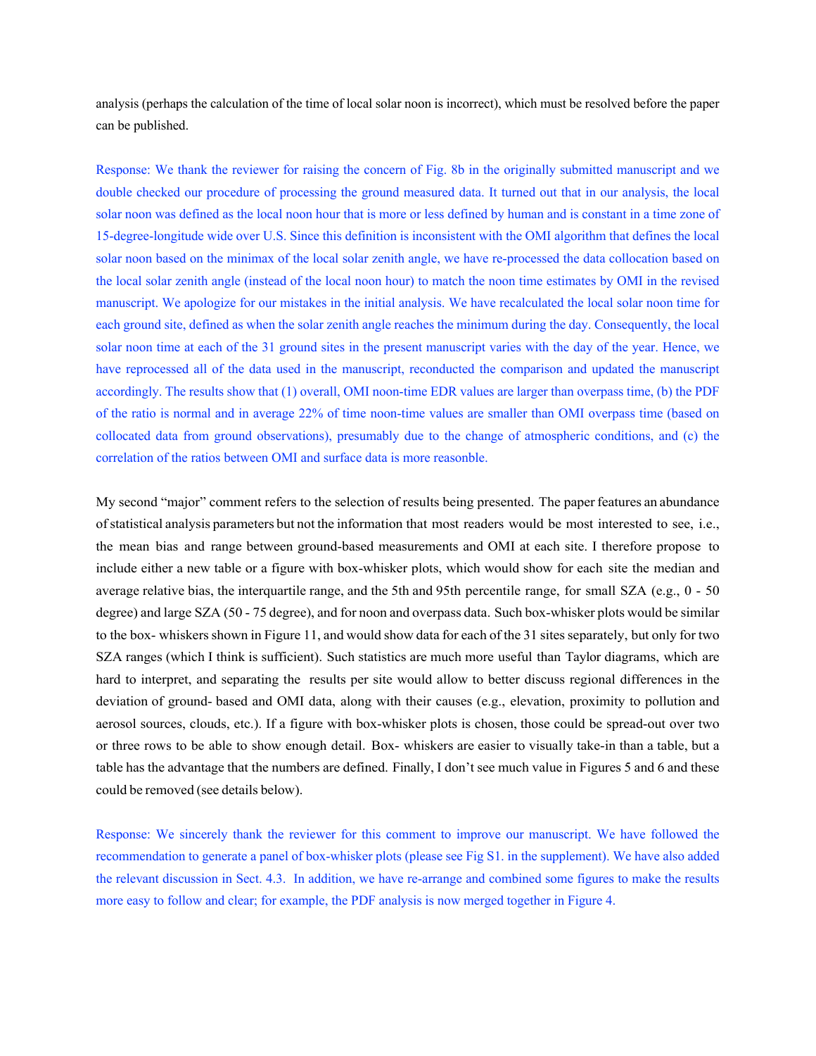analysis (perhaps the calculation of the time of local solar noon is incorrect), which must be resolved before the paper can be published.

Response: We thank the reviewer for raising the concern of Fig. 8b in the originally submitted manuscript and we double checked our procedure of processing the ground measured data. It turned out that in our analysis, the local solar noon was defined as the local noon hour that is more or less defined by human and is constant in a time zone of 15-degree-longitude wide over U.S. Since this definition is inconsistent with the OMI algorithm that defines the local solar noon based on the minimax of the local solar zenith angle, we have re-processed the data collocation based on the local solar zenith angle (instead of the local noon hour) to match the noon time estimates by OMI in the revised manuscript. We apologize for our mistakes in the initial analysis. We have recalculated the local solar noon time for each ground site, defined as when the solar zenith angle reaches the minimum during the day. Consequently, the local solar noon time at each of the 31 ground sites in the present manuscript varies with the day of the year. Hence, we have reprocessed all of the data used in the manuscript, reconducted the comparison and updated the manuscript accordingly. The results show that (1) overall, OMI noon-time EDR values are larger than overpass time, (b) the PDF of the ratio is normal and in average 22% of time noon-time values are smaller than OMI overpass time (based on collocated data from ground observations), presumably due to the change of atmospheric conditions, and (c) the correlation of the ratios between OMI and surface data is more reasonble.

My second "major" comment refers to the selection of results being presented. The paper features an abundance of statistical analysis parameters but not the information that most readers would be most interested to see, i.e., the mean bias and range between ground-based measurements and OMI at each site. I therefore propose to include either a new table or a figure with box-whisker plots, which would show for each site the median and average relative bias, the interquartile range, and the 5th and 95th percentile range, for small SZA (e.g., 0 - 50 degree) and large SZA (50 - 75 degree), and for noon and overpass data. Such box-whisker plots would be similar to the box- whiskers shown in Figure 11, and would show data for each of the 31 sites separately, but only for two SZA ranges (which I think is sufficient). Such statistics are much more useful than Taylor diagrams, which are hard to interpret, and separating the results per site would allow to better discuss regional differences in the deviation of ground- based and OMI data, along with their causes (e.g., elevation, proximity to pollution and aerosol sources, clouds, etc.). If a figure with box-whisker plots is chosen, those could be spread-out over two or three rows to be able to show enough detail. Box- whiskers are easier to visually take-in than a table, but a table has the advantage that the numbers are defined. Finally, I don't see much value in Figures 5 and 6 and these could be removed (see details below).

Response: We sincerely thank the reviewer for this comment to improve our manuscript. We have followed the recommendation to generate a panel of box-whisker plots (please see Fig S1. in the supplement). We have also added the relevant discussion in Sect. 4.3. In addition, we have re-arrange and combined some figures to make the results more easy to follow and clear; for example, the PDF analysis is now merged together in Figure 4.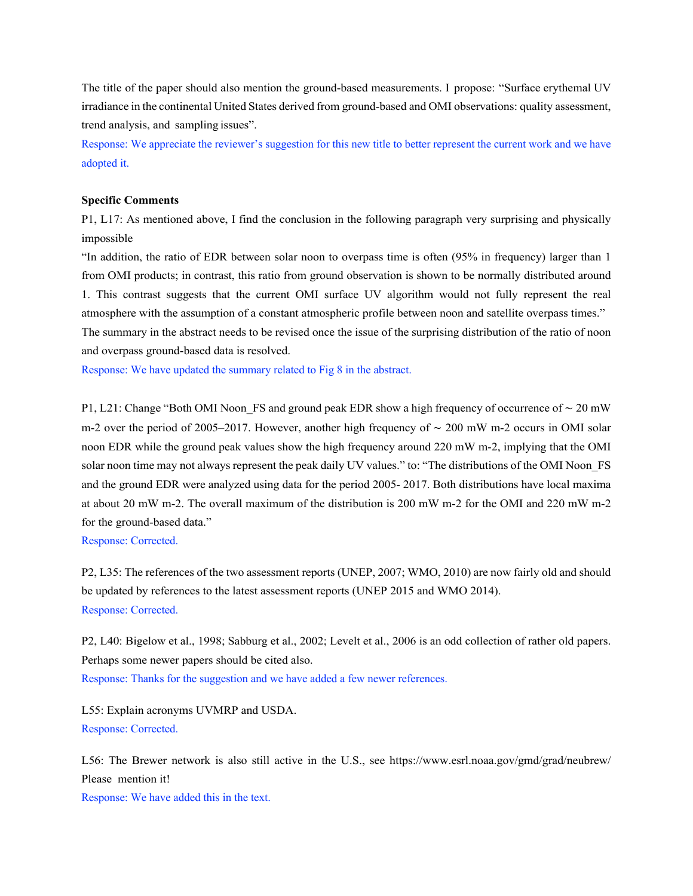The title of the paper should also mention the ground-based measurements. I propose: "Surface erythemal UV irradiance in the continental United States derived from ground-based and OMI observations: quality assessment, trend analysis, and sampling issues".

Response: We appreciate the reviewer's suggestion for this new title to better represent the current work and we have adopted it.

**Specific Comments**

P1, L17: As mentioned above, I find the conclusion in the following paragraph very surprising and physically impossible

"In addition, the ratio of EDR between solar noon to overpass time is often (95% in frequency) larger than 1 from OMI products; in contrast, this ratio from ground observation is shown to be normally distributed around 1. This contrast suggests that the current OMI surface UV algorithm would not fully represent the real atmosphere with the assumption of a constant atmospheric profile between noon and satellite overpass times."

The summary in the abstract needs to be revised once the issue of the surprising distribution of the ratio of noon and overpass ground-based data is resolved.

Response: We have updated the summary related to Fig 8 in the abstract.

P1, L21: Change "Both OMI Noon_FS and ground peak EDR show a high frequency of occurrence of ~ 20 mW m-2 over the period of 2005–2017. However, another high frequency of ~ 200 mW m-2 occurs in OMI solar noon EDR while the ground peak values show the high frequency around 220 mW m-2, implying that the OMI solar noon time may not always represent the peak daily UV values." to: "The distributions of the OMI Noon_FS and the ground EDR were analyzed using data for the period 2005- 2017. Both distributions have local maxima at about 20 mW m-2. The overall maximum of the distribution is 200 mW m-2 for the OMI and 220 mW m-2 for the ground-based data."

Response: Corrected.

P2, L35: The references of the two assessment reports (UNEP, 2007; WMO, 2010) are now fairly old and should be updated by references to the latest assessment reports (UNEP 2015 and WMO 2014).

Response: Corrected.

P2, L40: Bigelow et al., 1998; Sabburg et al., 2002; Levelt et al., 2006 is an odd collection of rather old papers. Perhaps some newer papers should be cited also.

Response: Thanks for the suggestion and we have added a few newer references.

L55: Explain acronyms UVMRP and USDA.

Response: Corrected.

L56: The Brewer network is also still active in the U.S., see https://www.esrl.noaa.gov/gmd/grad/neubrew/ Please mention it!

Response: We have added this in the text.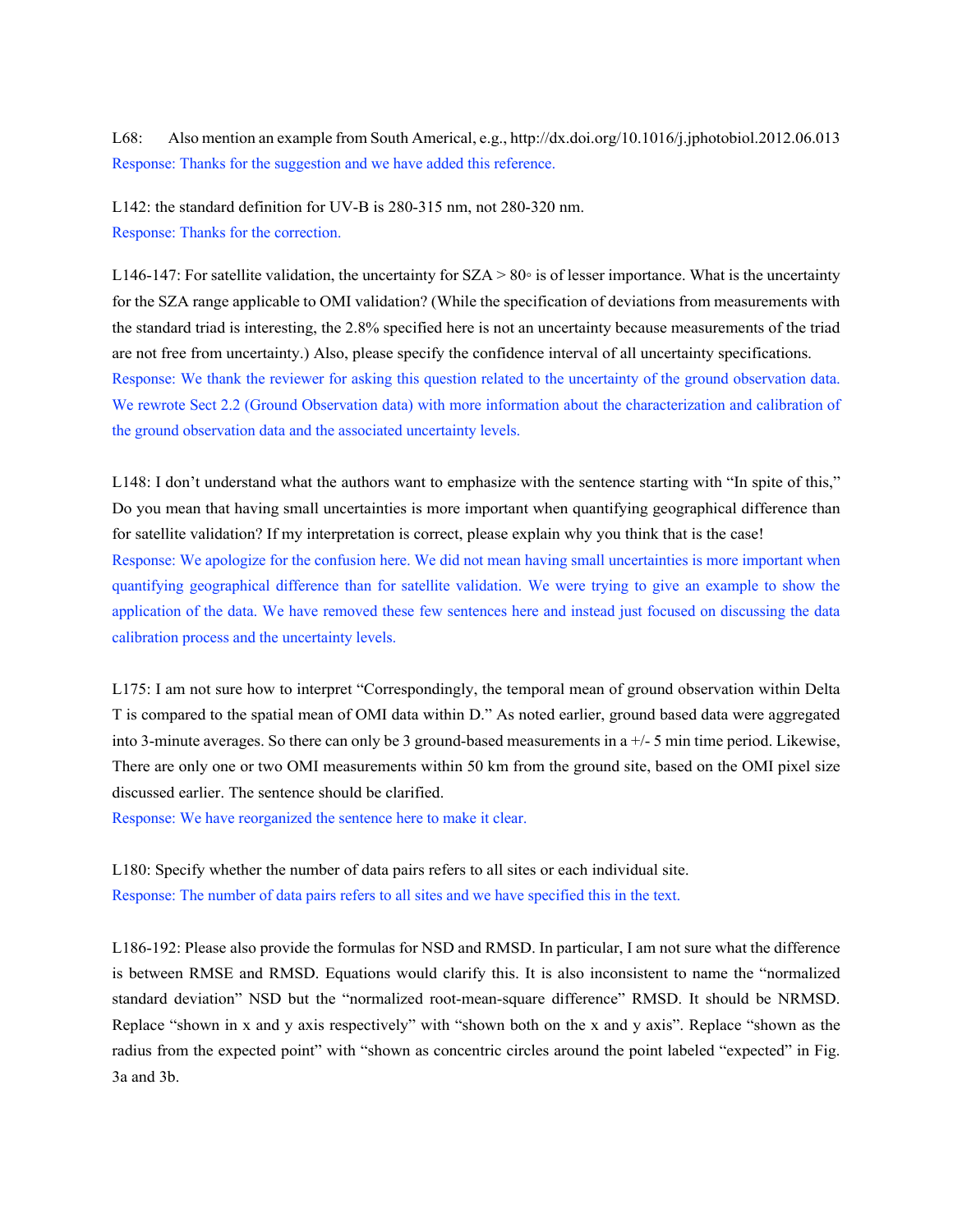L68:  Also mention an example from South Americal, e.g., http://dx.doi.org/10.1016/j.jphotobiol.2012.06.013

Response: Thanks for the suggestion and we have added this reference.

L142: the standard definition for UV-B is 280-315 nm, not 280-320 nm.

Response: Thanks for the correction.

L146-147: For satellite validation, the uncertainty for SZA > 80◦ is of lesser importance. What is the uncertainty for the SZA range applicable to OMI validation? (While the specification of deviations from measurements with the standard triad is interesting, the 2.8% specified here is not an uncertainty because measurements of the triad are not free from uncertainty.) Also, please specify the confidence interval of all uncertainty specifications.

Response: We thank the reviewer for asking this question related to the uncertainty of the ground observation data. We rewrote Sect 2.2 (Ground Observation data) with more information about the characterization and calibration of the ground observation data and the associated uncertainty levels.

L148: I don't understand what the authors want to emphasize with the sentence starting with "In spite of this," Do you mean that having small uncertainties is more important when quantifying geographical difference than for satellite validation? If my interpretation is correct, please explain why you think that is the case!

Response: We apologize for the confusion here. We did not mean having small uncertainties is more important when quantifying geographical difference than for satellite validation. We were trying to give an example to show the application of the data. We have removed these few sentences here and instead just focused on discussing the data calibration process and the uncertainty levels.

L175: I am not sure how to interpret "Correspondingly, the temporal mean of ground observation within Delta T is compared to the spatial mean of OMI data within D." As noted earlier, ground based data were aggregated into 3-minute averages. So there can only be 3 ground-based measurements in a +/- 5 min time period. Likewise, There are only one or two OMI measurements within 50 km from the ground site, based on the OMI pixel size discussed earlier. The sentence should be clarified.

Response: We have reorganized the sentence here to make it clear.

L180: Specify whether the number of data pairs refers to all sites or each individual site.

Response: The number of data pairs refers to all sites and we have specified this in the text.

L186-192: Please also provide the formulas for NSD and RMSD. In particular, I am not sure what the difference is between RMSE and RMSD. Equations would clarify this. It is also inconsistent to name the "normalized standard deviation" NSD but the "normalized root-mean-square difference" RMSD. It should be NRMSD. Replace "shown in x and y axis respectively" with "shown both on the x and y axis". Replace "shown as the radius from the expected point" with "shown as concentric circles around the point labeled "expected" in Fig. 3a and 3b.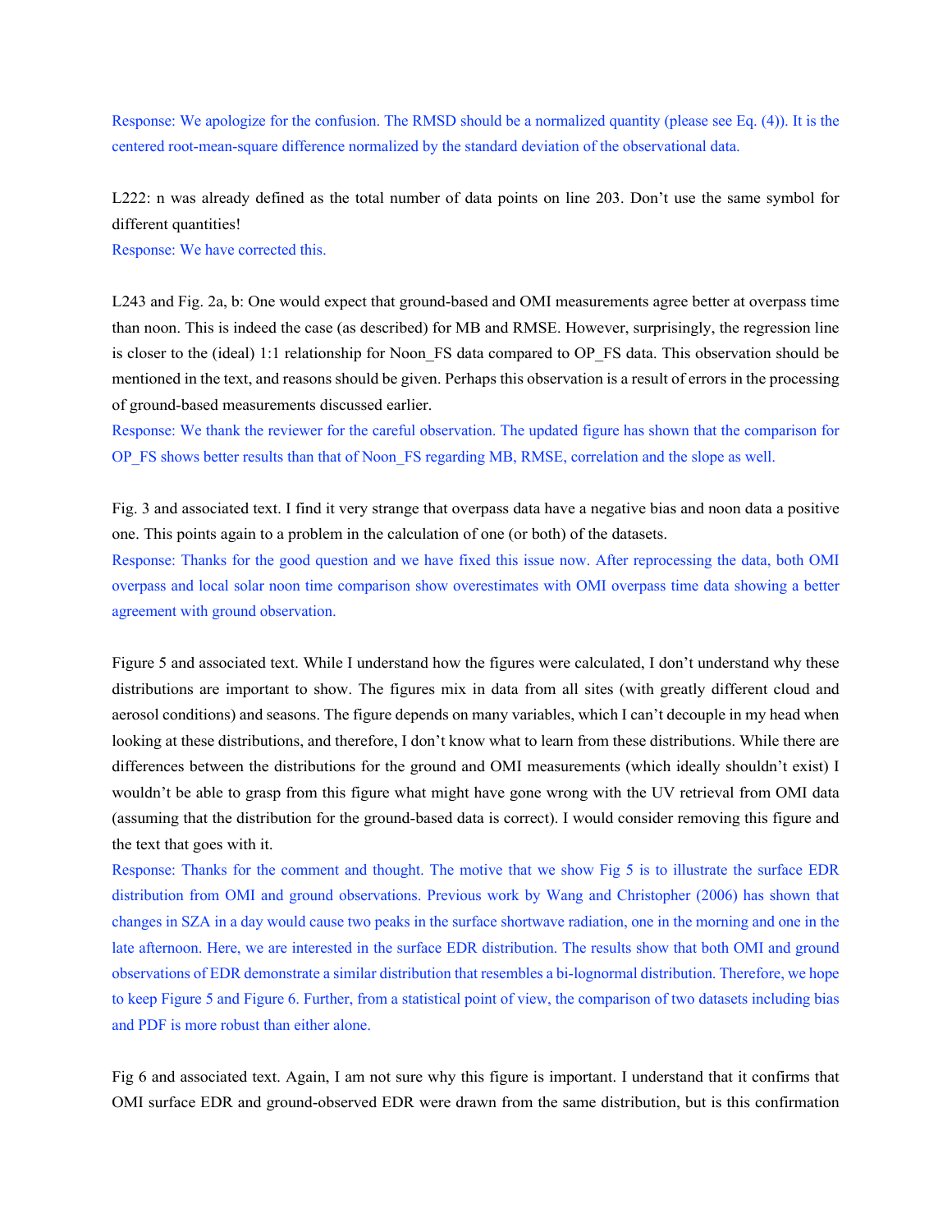Response: We apologize for the confusion. The RMSD should be a normalized quantity (please see Eq. (4)). It is the centered root-mean-square difference normalized by the standard deviation of the observational data.

L222: n was already defined as the total number of data points on line 203. Don't use the same symbol for different quantities!

Response: We have corrected this.

L243 and Fig. 2a, b: One would expect that ground-based and OMI measurements agree better at overpass time than noon. This is indeed the case (as described) for MB and RMSE. However, surprisingly, the regression line is closer to the (ideal) 1:1 relationship for Noon_FS data compared to OP_FS data. This observation should be mentioned in the text, and reasons should be given. Perhaps this observation is a result of errors in the processing of ground-based measurements discussed earlier.

Response: We thank the reviewer for the careful observation. The updated figure has shown that the comparison for OP_FS shows better results than that of Noon_FS regarding MB, RMSE, correlation and the slope as well.

Fig. 3 and associated text. I find it very strange that overpass data have a negative bias and noon data a positive one. This points again to a problem in the calculation of one (or both) of the datasets.

Response: Thanks for the good question and we have fixed this issue now. After reprocessing the data, both OMI overpass and local solar noon time comparison show overestimates with OMI overpass time data showing a better agreement with ground observation.

Figure 5 and associated text. While I understand how the figures were calculated, I don't understand why these distributions are important to show. The figures mix in data from all sites (with greatly different cloud and aerosol conditions) and seasons. The figure depends on many variables, which I can't decouple in my head when looking at these distributions, and therefore, I don't know what to learn from these distributions. While there are differences between the distributions for the ground and OMI measurements (which ideally shouldn't exist) I wouldn't be able to grasp from this figure what might have gone wrong with the UV retrieval from OMI data (assuming that the distribution for the ground-based data is correct). I would consider removing this figure and the text that goes with it.

Response: Thanks for the comment and thought. The motive that we show Fig 5 is to illustrate the surface EDR distribution from OMI and ground observations. Previous work by Wang and Christopher (2006) has shown that changes in SZA in a day would cause two peaks in the surface shortwave radiation, one in the morning and one in the late afternoon. Here, we are interested in the surface EDR distribution. The results show that both OMI and ground observations of EDR demonstrate a similar distribution that resembles a bi-lognormal distribution. Therefore, we hope to keep Figure 5 and Figure 6. Further, from a statistical point of view, the comparison of two datasets including bias and PDF is more robust than either alone.

Fig 6 and associated text. Again, I am not sure why this figure is important. I understand that it confirms that OMI surface EDR and ground-observed EDR were drawn from the same distribution, but is this confirmation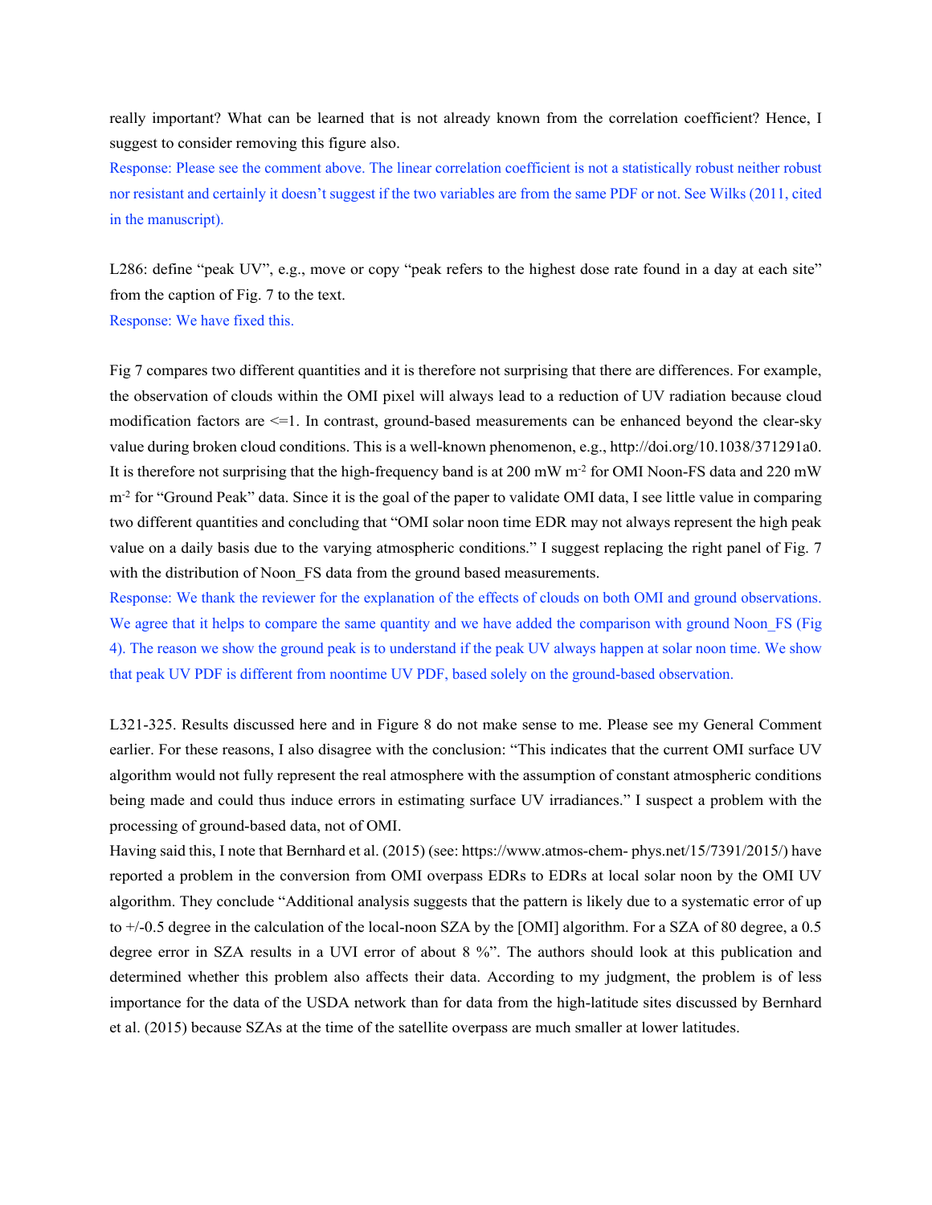really important? What can be learned that is not already known from the correlation coefficient? Hence, I suggest to consider removing this figure also.

Response: Please see the comment above. The linear correlation coefficient is not a statistically robust neither robust nor resistant and certainly it doesn't suggest if the two variables are from the same PDF or not. See Wilks (2011, cited in the manuscript).

L286: define "peak UV", e.g., move or copy "peak refers to the highest dose rate found in a day at each site" from the caption of Fig. 7 to the text.

Response: We have fixed this.

Fig 7 compares two different quantities and it is therefore not surprising that there are differences. For example, the observation of clouds within the OMI pixel will always lead to a reduction of UV radiation because cloud modification factors are <=1. In contrast, ground-based measurements can be enhanced beyond the clear-sky value during broken cloud conditions. This is a well-known phenomenon, e.g., http://doi.org/10.1038/371291a0. It is therefore not surprising that the high-frequency band is at 200 mW $m^{-2}$ for OMI Noon-FS data and 220 mW $m^{-2}$ for "Ground Peak" data. Since it is the goal of the paper to validate OMI data, I see little value in comparing two different quantities and concluding that "OMI solar noon time EDR may not always represent the high peak value on a daily basis due to the varying atmospheric conditions." I suggest replacing the right panel of Fig. 7 with the distribution of Noon_FS data from the ground based measurements.

Response: We thank the reviewer for the explanation of the effects of clouds on both OMI and ground observations. We agree that it helps to compare the same quantity and we have added the comparison with ground Noon_FS (Fig 4). The reason we show the ground peak is to understand if the peak UV always happen at solar noon time. We show that peak UV PDF is different from noontime UV PDF, based solely on the ground-based observation.

L321-325. Results discussed here and in Figure 8 do not make sense to me. Please see my General Comment earlier. For these reasons, I also disagree with the conclusion: "This indicates that the current OMI surface UV algorithm would not fully represent the real atmosphere with the assumption of constant atmospheric conditions being made and could thus induce errors in estimating surface UV irradiances." I suspect a problem with the processing of ground-based data, not of OMI.

Having said this, I note that Bernhard et al. (2015) (see: https://www.atmos-chem- phys.net/15/7391/2015/) have reported a problem in the conversion from OMI overpass EDRs to EDRs at local solar noon by the OMI UV algorithm. They conclude "Additional analysis suggests that the pattern is likely due to a systematic error of up to +/-0.5 degree in the calculation of the local-noon SZA by the [OMI] algorithm. For a SZA of 80 degree, a 0.5 degree error in SZA results in a UVI error of about 8 %". The authors should look at this publication and determined whether this problem also affects their data. According to my judgment, the problem is of less importance for the data of the USDA network than for data from the high-latitude sites discussed by Bernhard et al. (2015) because SZAs at the time of the satellite overpass are much smaller at lower latitudes.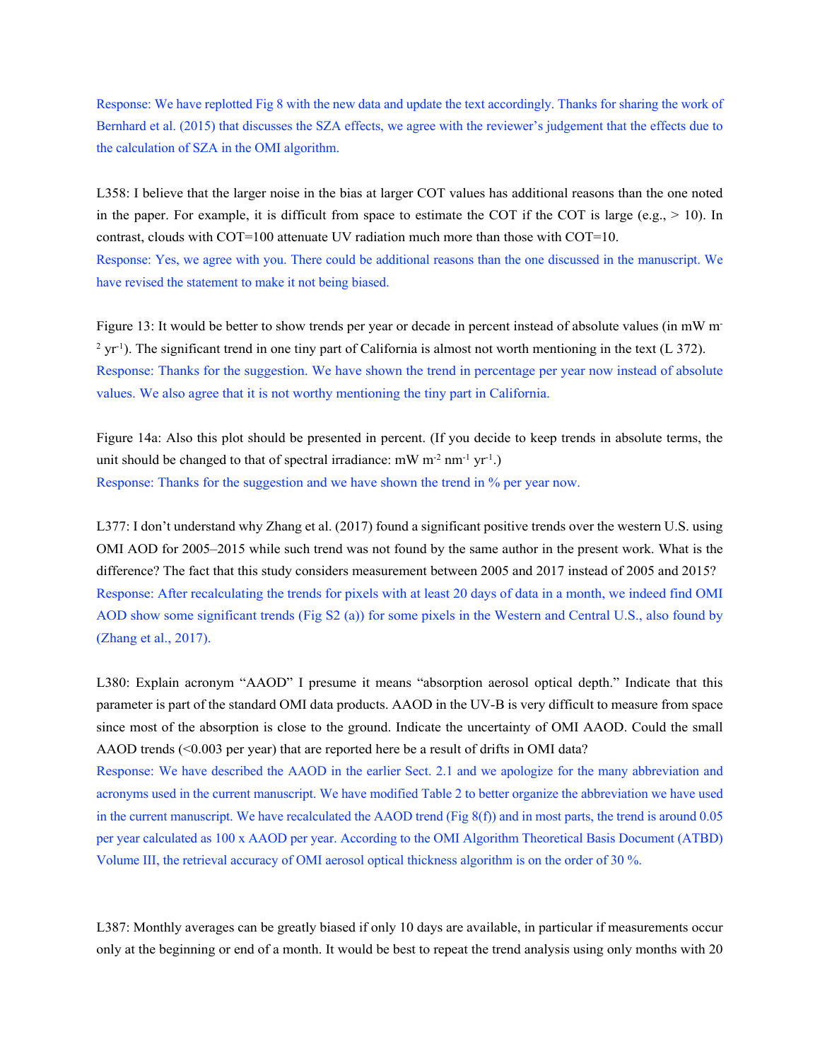Response: We have replotted Fig 8 with the new data and update the text accordingly. Thanks for sharing the work of Bernhard et al. (2015) that discusses the SZA effects, we agree with the reviewer's judgement that the effects due to the calculation of SZA in the OMI algorithm.

L358: I believe that the larger noise in the bias at larger COT values has additional reasons than the one noted in the paper. For example, it is difficult from space to estimate the COT if the COT is large (e.g., > 10). In contrast, clouds with COT=100 attenuate UV radiation much more than those with COT=10.

Response: Yes, we agree with you. There could be additional reasons than the one discussed in the manuscript. We have revised the statement to make it not being biased.

Figure 13: It would be better to show trends per year or decade in percent instead of absolute values (in mW $m^{-2}$ $yr^{-1}$). The significant trend in one tiny part of California is almost not worth mentioning in the text (L 372).

Response: Thanks for the suggestion. We have shown the trend in percentage per year now instead of absolute values. We also agree that it is not worthy mentioning the tiny part in California.

Figure 14a: Also this plot should be presented in percent. (If you decide to keep trends in absolute terms, the unit should be changed to that of spectral irradiance: mW $m^{-2}$ $nm^{-1}$ $yr^{-1}$.)

Response: Thanks for the suggestion and we have shown the trend in % per year now.

L377: I don't understand why Zhang et al. (2017) found a significant positive trends over the western U.S. using OMI AOD for 2005–2015 while such trend was not found by the same author in the present work. What is the difference? The fact that this study considers measurement between 2005 and 2017 instead of 2005 and 2015?

Response: After recalculating the trends for pixels with at least 20 days of data in a month, we indeed find OMI AOD show some significant trends (Fig S2 (a)) for some pixels in the Western and Central U.S., also found by (Zhang et al., 2017).

L380: Explain acronym "AAOD" I presume it means "absorption aerosol optical depth." Indicate that this parameter is part of the standard OMI data products. AAOD in the UV-B is very difficult to measure from space since most of the absorption is close to the ground. Indicate the uncertainty of OMI AAOD. Could the small AAOD trends (<0.003 per year) that are reported here be a result of drifts in OMI data?

Response: We have described the AAOD in the earlier Sect. 2.1 and we apologize for the many abbreviation and acronyms used in the current manuscript. We have modified Table 2 to better organize the abbreviation we have used in the current manuscript. We have recalculated the AAOD trend (Fig 8(f)) and in most parts, the trend is around 0.05 per year calculated as 100 x AAOD per year. According to the OMI Algorithm Theoretical Basis Document (ATBD) Volume III, the retrieval accuracy of OMI aerosol optical thickness algorithm is on the order of 30 %.

L387: Monthly averages can be greatly biased if only 10 days are available, in particular if measurements occur only at the beginning or end of a month. It would be best to repeat the trend analysis using only months with 20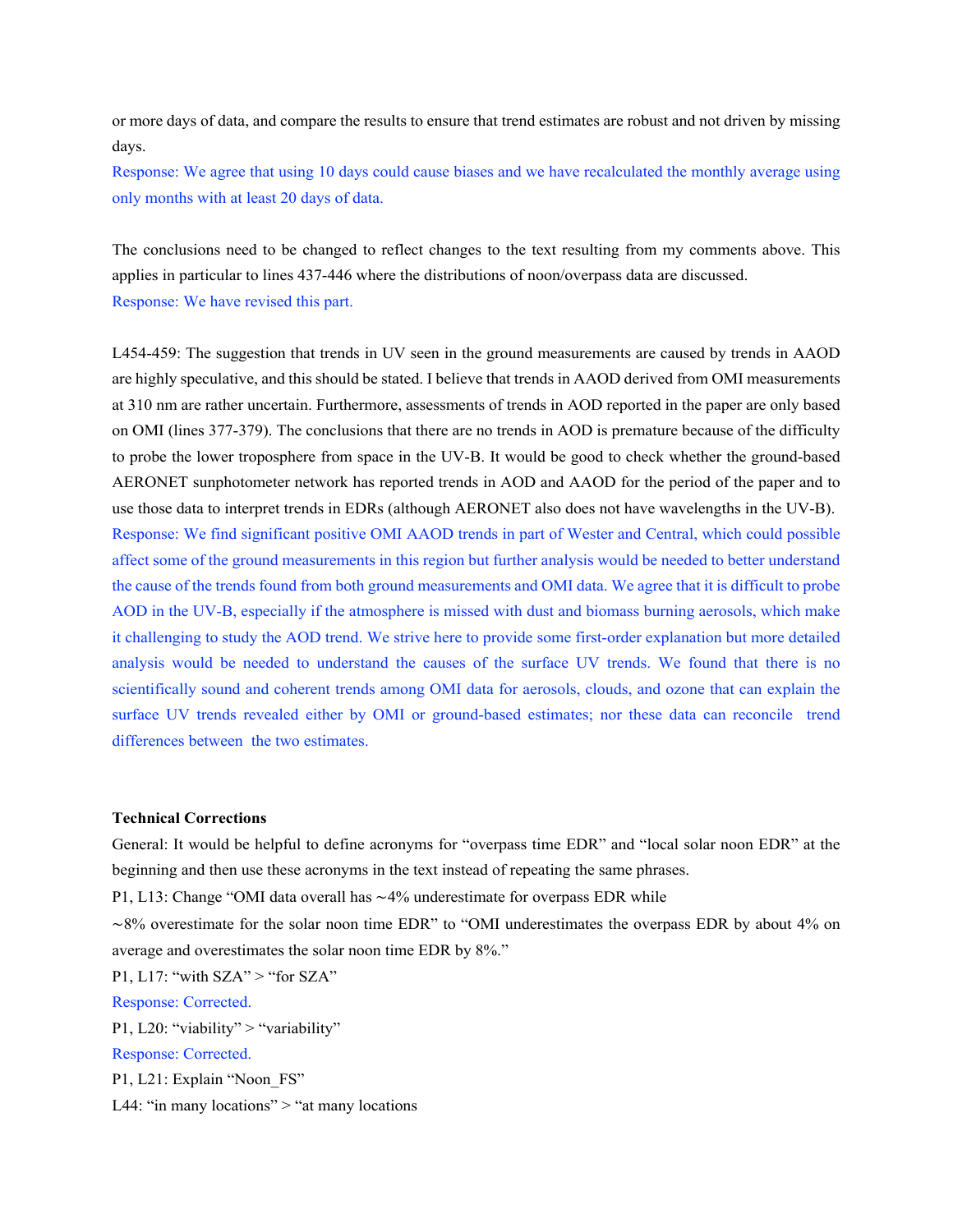or more days of data, and compare the results to ensure that trend estimates are robust and not driven by missing days.

Response: We agree that using 10 days could cause biases and we have recalculated the monthly average using only months with at least 20 days of data.

The conclusions need to be changed to reflect changes to the text resulting from my comments above. This applies in particular to lines 437-446 where the distributions of noon/overpass data are discussed.

Response: We have revised this part.

L454-459: The suggestion that trends in UV seen in the ground measurements are caused by trends in AAOD are highly speculative, and this should be stated. I believe that trends in AAOD derived from OMI measurements at 310 nm are rather uncertain. Furthermore, assessments of trends in AOD reported in the paper are only based on OMI (lines 377-379). The conclusions that there are no trends in AOD is premature because of the difficulty to probe the lower troposphere from space in the UV-B. It would be good to check whether the ground-based AERONET sunphotometer network has reported trends in AOD and AAOD for the period of the paper and to use those data to interpret trends in EDRs (although AERONET also does not have wavelengths in the UV-B).

Response: We find significant positive OMI AAOD trends in part of Wester and Central, which could possible affect some of the ground measurements in this region but further analysis would be needed to better understand the cause of the trends found from both ground measurements and OMI data. We agree that it is difficult to probe AOD in the UV-B, especially if the atmosphere is missed with dust and biomass burning aerosols, which make it challenging to study the AOD trend. We strive here to provide some first-order explanation but more detailed analysis would be needed to understand the causes of the surface UV trends. We found that there is no scientifically sound and coherent trends among OMI data for aerosols, clouds, and ozone that can explain the surface UV trends revealed either by OMI or ground-based estimates; nor these data can reconcile trend differences between the two estimates.

**Technical Corrections**

General: It would be helpful to define acronyms for "overpass time EDR" and "local solar noon EDR" at the beginning and then use these acronyms in the text instead of repeating the same phrases.

P1, L13: Change "OMI data overall has ~4% underestimate for overpass EDR while ~8% overestimate for the solar noon time EDR" to "OMI underestimates the overpass EDR by about 4% on average and overestimates the solar noon time EDR by 8%."

P1, L17: "with SZA" > "for SZA"

Response: Corrected.

P1, L20: "viability" > "variability"

Response: Corrected.

P1, L21: Explain "Noon_FS"

L44: "in many locations" > "at many locations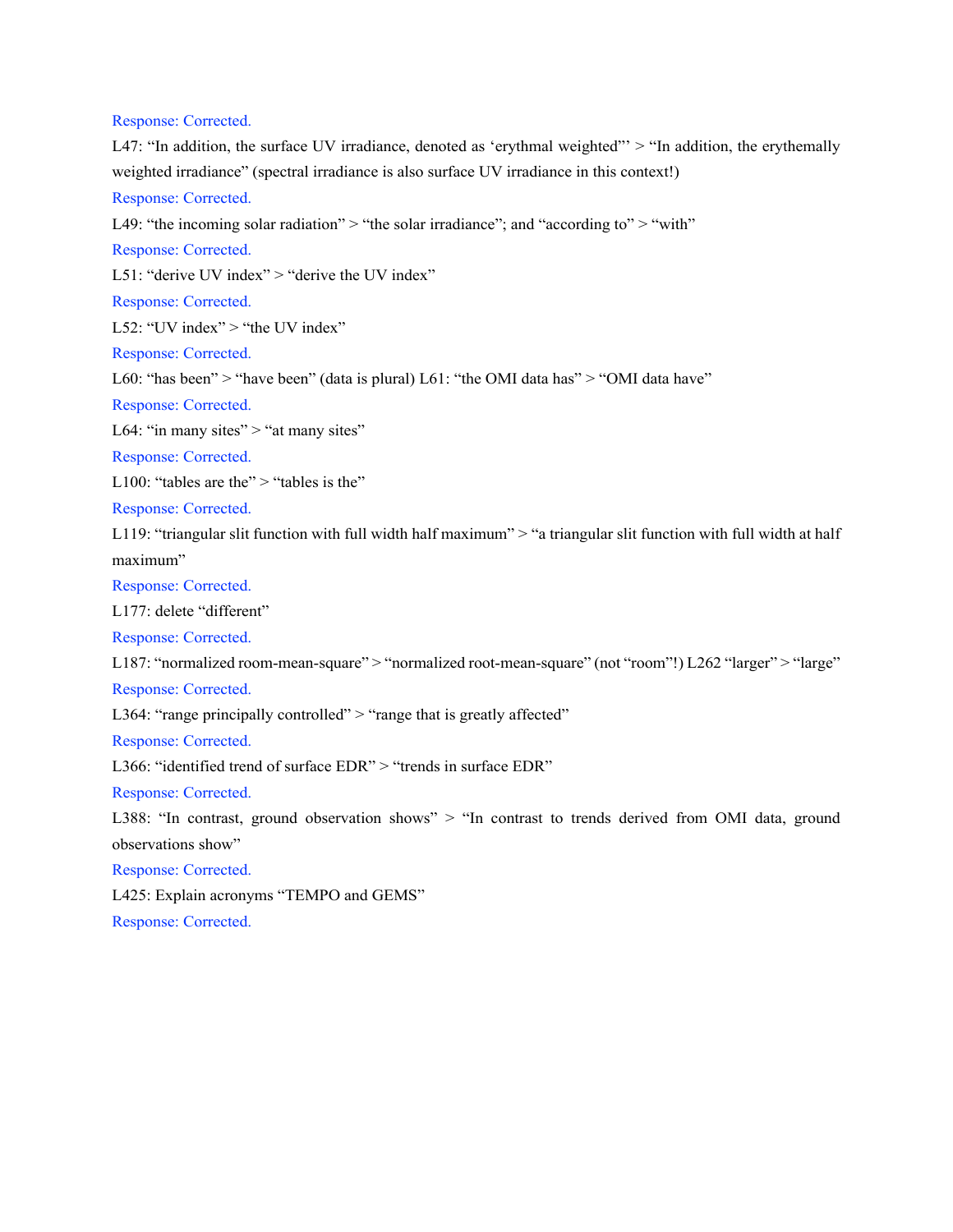Response: Corrected.

L47: "In addition, the surface UV irradiance, denoted as 'erythmal weighted"' > "In addition, the erythemally weighted irradiance" (spectral irradiance is also surface UV irradiance in this context!)

Response: Corrected.

L49: "the incoming solar radiation" > "the solar irradiance"; and "according to" > "with"

Response: Corrected.

L51: "derive UV index" > "derive the UV index"

Response: Corrected.

L52: "UV index" > "the UV index"

Response: Corrected.

L60: "has been" > "have been" (data is plural) L61: "the OMI data has" > "OMI data have"

Response: Corrected.

L64: "in many sites" > "at many sites"

Response: Corrected.

L100: "tables are the" > "tables is the"

Response: Corrected.

L119: "triangular slit function with full width half maximum" > "a triangular slit function with full width at half maximum"

Response: Corrected.

L177: delete "different"

Response: Corrected.

L187: "normalized room-mean-square" > "normalized root-mean-square" (not "room"!) L262 "larger" > "large"

Response: Corrected.

L364: "range principally controlled" > "range that is greatly affected"

Response: Corrected.

L366: "identified trend of surface EDR" > "trends in surface EDR"

Response: Corrected.

L388: "In contrast, ground observation shows" > "In contrast to trends derived from OMI data, ground observations show"

Response: Corrected.

L425: Explain acronyms "TEMPO and GEMS"

Response: Corrected.